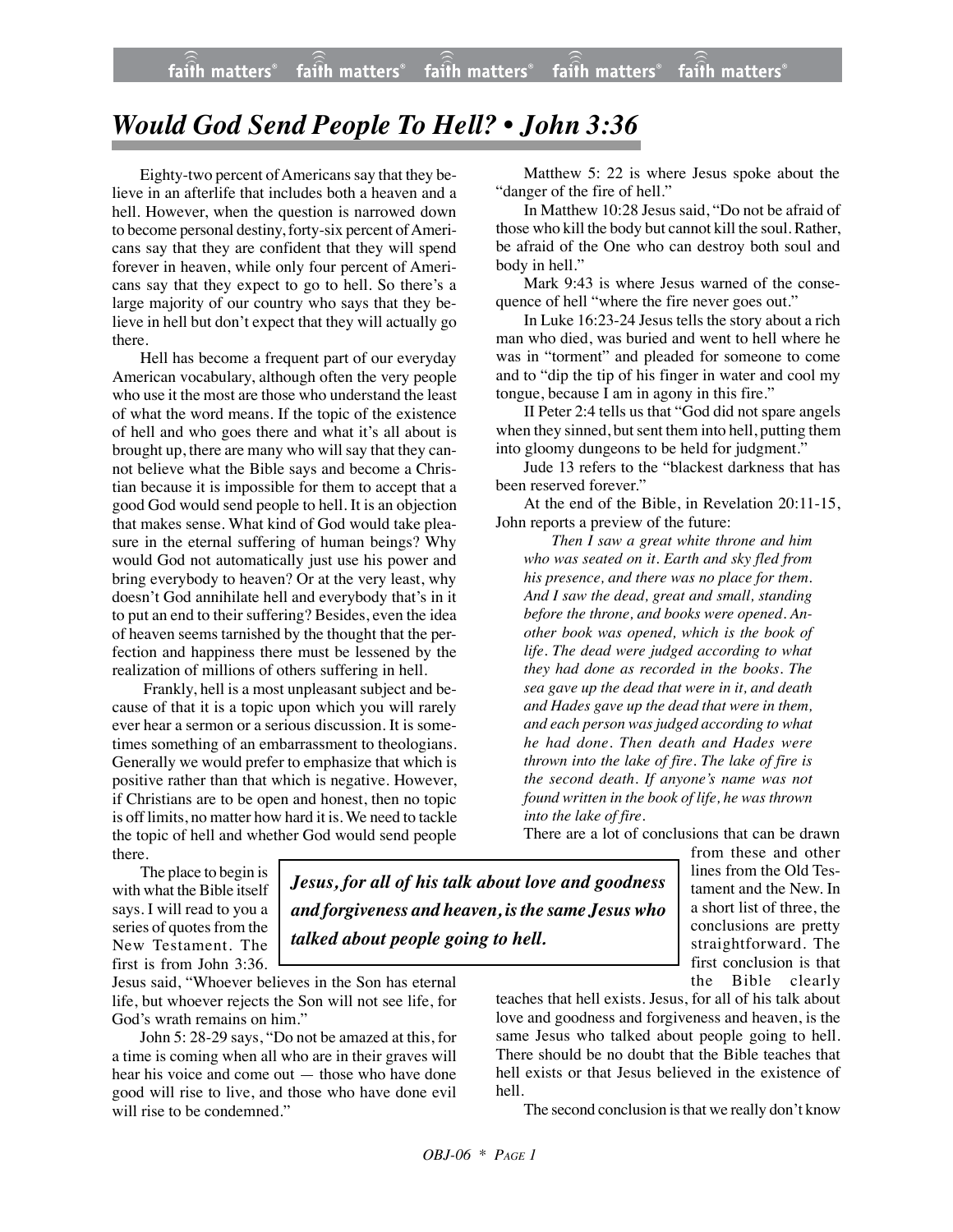// Would God Send People To Hell? • John 3:36

Eighty-two percent of Americans say that they believe in an afterlife that includes both a heaven and a hell. However, when the question is narrowed down to become personal destiny, forty-six percent of Americans say that they are confident that they will spend forever in heaven, while only four percent of Americans say that they expect to go to hell. So there's a large majority of our country who says that they believe in hell but don't expect that they will actually go there.

Hell has become a frequent part of our everyday American vocabulary, although often the very people who use it the most are those who understand the least of what the word means. If the topic of the existence of hell and who goes there and what it's all about is brought up, there are many who will say that they cannot believe what the Bible says and become a Christian because it is impossible for them to accept that a good God would send people to hell. It is an objection that makes sense. What kind of God would take pleasure in the eternal suffering of human beings? Why would God not automatically just use his power and bring everybody to heaven? Or at the very least, why doesn't God annihilate hell and everybody that's in it to put an end to their suffering? Besides, even the idea of heaven seems tarnished by the thought that the perfection and happiness there must be lessened by the realization of millions of others suffering in hell.

Frankly, hell is a most unpleasant subject and because of that it is a topic upon which you will rarely ever hear a sermon or a serious discussion. It is sometimes something of an embarrassment to theologians. Generally we would prefer to emphasize that which is positive rather than that which is negative. However, if Christians are to be open and honest, then no topic is off limits, no matter how hard it is. We need to tackle the topic of hell and whether God would send people there.

The place to begin is with what the Bible itself says. I will read to you a series of quotes from the New Testament. The first is from John 3:36. Jesus said, "Whoever believes in the Son has eternal life, but whoever rejects the Son will not see life, for God's wrath remains on him."

John 5: 28-29 says, "Do not be amazed at this, for a time is coming when all who are in their graves will hear his voice and come out — those who have done good will rise to live, and those who have done evil will rise to be condemned."

Matthew 5: 22 is where Jesus spoke about the "danger of the fire of hell."

In Matthew 10:28 Jesus said, "Do not be afraid of those who kill the body but cannot kill the soul. Rather, be afraid of the One who can destroy both soul and body in hell."

Mark 9:43 is where Jesus warned of the consequence of hell "where the fire never goes out."

In Luke 16:23-24 Jesus tells the story about a rich man who died, was buried and went to hell where he was in "torment" and pleaded for someone to come and to "dip the tip of his finger in water and cool my tongue, because I am in agony in this fire."

II Peter 2:4 tells us that "God did not spare angels when they sinned, but sent them into hell, putting them into gloomy dungeons to be held for judgment."

Jude 13 refers to the "blackest darkness that has been reserved forever."

At the end of the Bible, in Revelation 20:11-15, John reports a preview of the future:

> *Then I saw a great white throne and him who was seated on it. Earth and sky fled from his presence, and there was no place for them. And I saw the dead, great and small, standing before the throne, and books were opened. Another book was opened, which is the book of life. The dead were judged according to what they had done as recorded in the books. The sea gave up the dead that were in it, and death and Hades gave up the dead that were in them, and each person was judged according to what he had done. Then death and Hades were thrown into the lake of fire. The lake of fire is the second death. If anyone's name was not found written in the book of life, he was thrown into the lake of fire.*

There are a lot of conclusions that can be drawn from these and other lines from the Old Testament and the New. In a short list of three, the conclusions are pretty straightforward. The first conclusion is that the Bible clearly teaches that hell exists. Jesus, for all of his talk about love and goodness and forgiveness and heaven, is the same Jesus who talked about people going to hell. There should be no doubt that the Bible teaches that hell exists or that Jesus believed in the existence of hell.

**_Jesus, for all of his talk about love and goodness and forgiveness and heaven, is the same Jesus who talked about people going to hell._**

The second conclusion is that we really don't know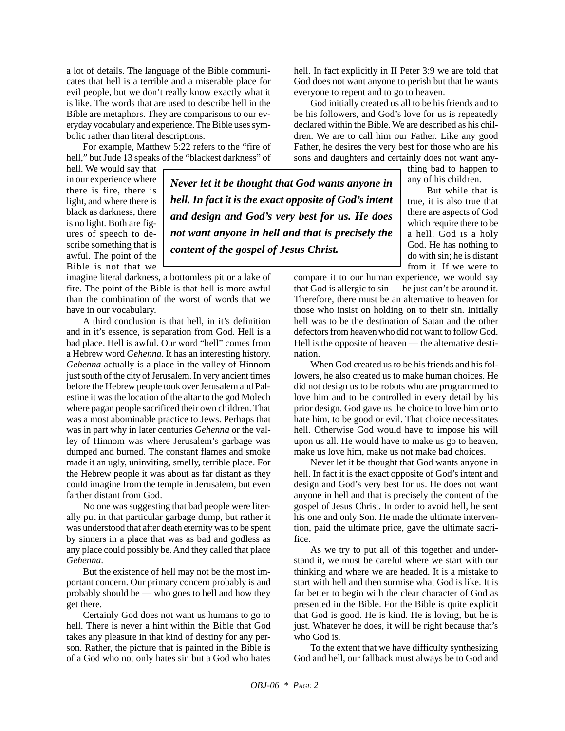a lot of details. The language of the Bible communicates that hell is a terrible and a miserable place for evil people, but we don't really know exactly what it is like. The words that are used to describe hell in the Bible are metaphors. They are comparisons to our everyday vocabulary and experience. The Bible uses symbolic rather than literal descriptions.

For example, Matthew 5:22 refers to the "fire of hell," but Jude 13 speaks of the "blackest darkness" of hell. We would say that in our experience where there is fire, there is light, and where there is black as darkness, there is no light. Both are figures of speech to describe something that is awful. The point of the Bible is not that we imagine literal darkness, a bottomless pit or a lake of fire. The point of the Bible is that hell is more awful than the combination of the worst of words that we have in our vocabulary.

A third conclusion is that hell, in it's definition and in it's essence, is separation from God. Hell is a bad place. Hell is awful. Our word "hell" comes from a Hebrew word *Gehenna*. It has an interesting history. *Gehenna* actually is a place in the valley of Hinnom just south of the city of Jerusalem. In very ancient times before the Hebrew people took over Jerusalem and Palestine it was the location of the altar to the god Molech where pagan people sacrificed their own children. That was a most abominable practice to Jews. Perhaps that was in part why in later centuries *Gehenna* or the valley of Hinnom was where Jerusalem's garbage was dumped and burned. The constant flames and smoke made it an ugly, uninviting, smelly, terrible place. For the Hebrew people it was about as far distant as they could imagine from the temple in Jerusalem, but even farther distant from God.

No one was suggesting that bad people were literally put in that particular garbage dump, but rather it was understood that after death eternity was to be spent by sinners in a place that was as bad and godless as any place could possibly be. And they called that place *Gehenna*.

But the existence of hell may not be the most important concern. Our primary concern probably is and probably should be — who goes to hell and how they get there.

Certainly God does not want us humans to go to hell. There is never a hint within the Bible that God takes any pleasure in that kind of destiny for any person. Rather, the picture that is painted in the Bible is of a God who not only hates sin but a God who hates hell. In fact explicitly in II Peter 3:9 we are told that God does not want anyone to perish but that he wants everyone to repent and to go to heaven.

God initially created us all to be his friends and to be his followers, and God's love for us is repeatedly declared within the Bible. We are described as his children. We are to call him our Father. Like any good Father, he desires the very best for those who are his sons and daughters and certainly does not want anything bad to happen to any of his children.

> ***Never let it be thought that God wants anyone in hell. In fact it is the exact opposite of God's intent and design and God's very best for us. He does not want anyone in hell and that is precisely the content of the gospel of Jesus Christ.***

But while that is true, it is also true that there are aspects of God which require there to be a hell. God is a holy God. He has nothing to do with sin; he is distant from it. If we were to compare it to our human experience, we would say that God is allergic to sin — he just can't be around it. Therefore, there must be an alternative to heaven for those who insist on holding on to their sin. Initially hell was to be the destination of Satan and the other defectors from heaven who did not want to follow God. Hell is the opposite of heaven — the alternative destination.

When God created us to be his friends and his followers, he also created us to make human choices. He did not design us to be robots who are programmed to love him and to be controlled in every detail by his prior design. God gave us the choice to love him or to hate him, to be good or evil. That choice necessitates hell. Otherwise God would have to impose his will upon us all. He would have to make us go to heaven, make us love him, make us not make bad choices.

Never let it be thought that God wants anyone in hell. In fact it is the exact opposite of God's intent and design and God's very best for us. He does not want anyone in hell and that is precisely the content of the gospel of Jesus Christ. In order to avoid hell, he sent his one and only Son. He made the ultimate intervention, paid the ultimate price, gave the ultimate sacrifice.

As we try to put all of this together and understand it, we must be careful where we start with our thinking and where we are headed. It is a mistake to start with hell and then surmise what God is like. It is far better to begin with the clear character of God as presented in the Bible. For the Bible is quite explicit that God is good. He is kind. He is loving, but he is just. Whatever he does, it will be right because that's who God is.

To the extent that we have difficulty synthesizing God and hell, our fallback must always be to God and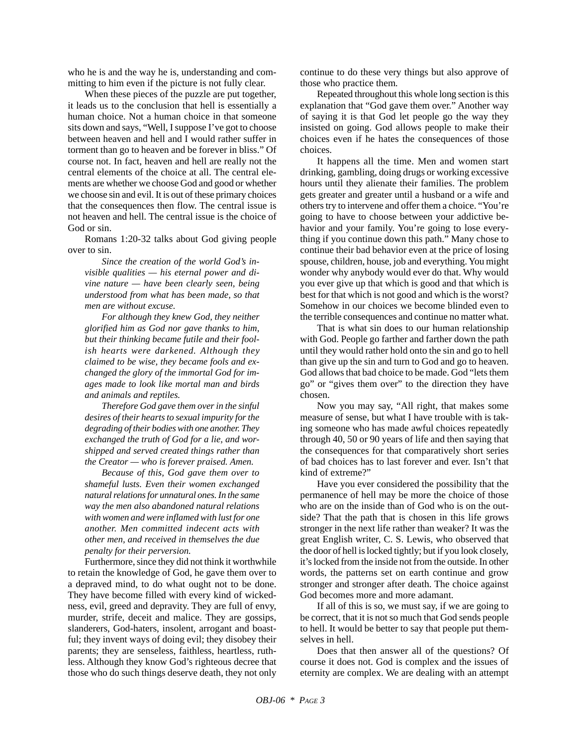who he is and the way he is, understanding and committing to him even if the picture is not fully clear.

When these pieces of the puzzle are put together, it leads us to the conclusion that hell is essentially a human choice. Not a human choice in that someone sits down and says, "Well, I suppose I've got to choose between heaven and hell and I would rather suffer in torment than go to heaven and be forever in bliss." Of course not. In fact, heaven and hell are really not the central elements of the choice at all. The central elements are whether we choose God and good or whether we choose sin and evil. It is out of these primary choices that the consequences then flow. The central issue is not heaven and hell. The central issue is the choice of God or sin.

Romans 1:20-32 talks about God giving people over to sin.

> *Since the creation of the world God's invisible qualities — his eternal power and divine nature — have been clearly seen, being understood from what has been made, so that men are without excuse.*
>
> *For although they knew God, they neither glorified him as God nor gave thanks to him, but their thinking became futile and their foolish hearts were darkened. Although they claimed to be wise, they became fools and exchanged the glory of the immortal God for images made to look like mortal man and birds and animals and reptiles.*
>
> *Therefore God gave them over in the sinful desires of their hearts to sexual impurity for the degrading of their bodies with one another. They exchanged the truth of God for a lie, and worshipped and served created things rather than the Creator — who is forever praised. Amen.*
>
> *Because of this, God gave them over to shameful lusts. Even their women exchanged natural relations for unnatural ones. In the same way the men also abandoned natural relations with women and were inflamed with lust for one another. Men committed indecent acts with other men, and received in themselves the due penalty for their perversion.*

Furthermore, since they did not think it worthwhile to retain the knowledge of God, he gave them over to a depraved mind, to do what ought not to be done. They have become filled with every kind of wickedness, evil, greed and depravity. They are full of envy, murder, strife, deceit and malice. They are gossips, slanderers, God-haters, insolent, arrogant and boastful; they invent ways of doing evil; they disobey their parents; they are senseless, faithless, heartless, ruthless. Although they know God's righteous decree that those who do such things deserve death, they not only continue to do these very things but also approve of those who practice them.

Repeated throughout this whole long section is this explanation that "God gave them over." Another way of saying it is that God let people go the way they insisted on going. God allows people to make their choices even if he hates the consequences of those choices.

It happens all the time. Men and women start drinking, gambling, doing drugs or working excessive hours until they alienate their families. The problem gets greater and greater until a husband or a wife and others try to intervene and offer them a choice. "You're going to have to choose between your addictive behavior and your family. You're going to lose everything if you continue down this path." Many chose to continue their bad behavior even at the price of losing spouse, children, house, job and everything. You might wonder why anybody would ever do that. Why would you ever give up that which is good and that which is best for that which is not good and which is the worst? Somehow in our choices we become blinded even to the terrible consequences and continue no matter what.

That is what sin does to our human relationship with God. People go farther and farther down the path until they would rather hold onto the sin and go to hell than give up the sin and turn to God and go to heaven. God allows that bad choice to be made. God "lets them go" or "gives them over" to the direction they have chosen.

Now you may say, "All right, that makes some measure of sense, but what I have trouble with is taking someone who has made awful choices repeatedly through 40, 50 or 90 years of life and then saying that the consequences for that comparatively short series of bad choices has to last forever and ever. Isn't that kind of extreme?"

Have you ever considered the possibility that the permanence of hell may be more the choice of those who are on the inside than of God who is on the outside? That the path that is chosen in this life grows stronger in the next life rather than weaker? It was the great English writer, C. S. Lewis, who observed that the door of hell is locked tightly; but if you look closely, it's locked from the inside not from the outside. In other words, the patterns set on earth continue and grow stronger and stronger after death. The choice against God becomes more and more adamant.

If all of this is so, we must say, if we are going to be correct, that it is not so much that God sends people to hell. It would be better to say that people put themselves in hell.

Does that then answer all of the questions? Of course it does not. God is complex and the issues of eternity are complex. We are dealing with an attempt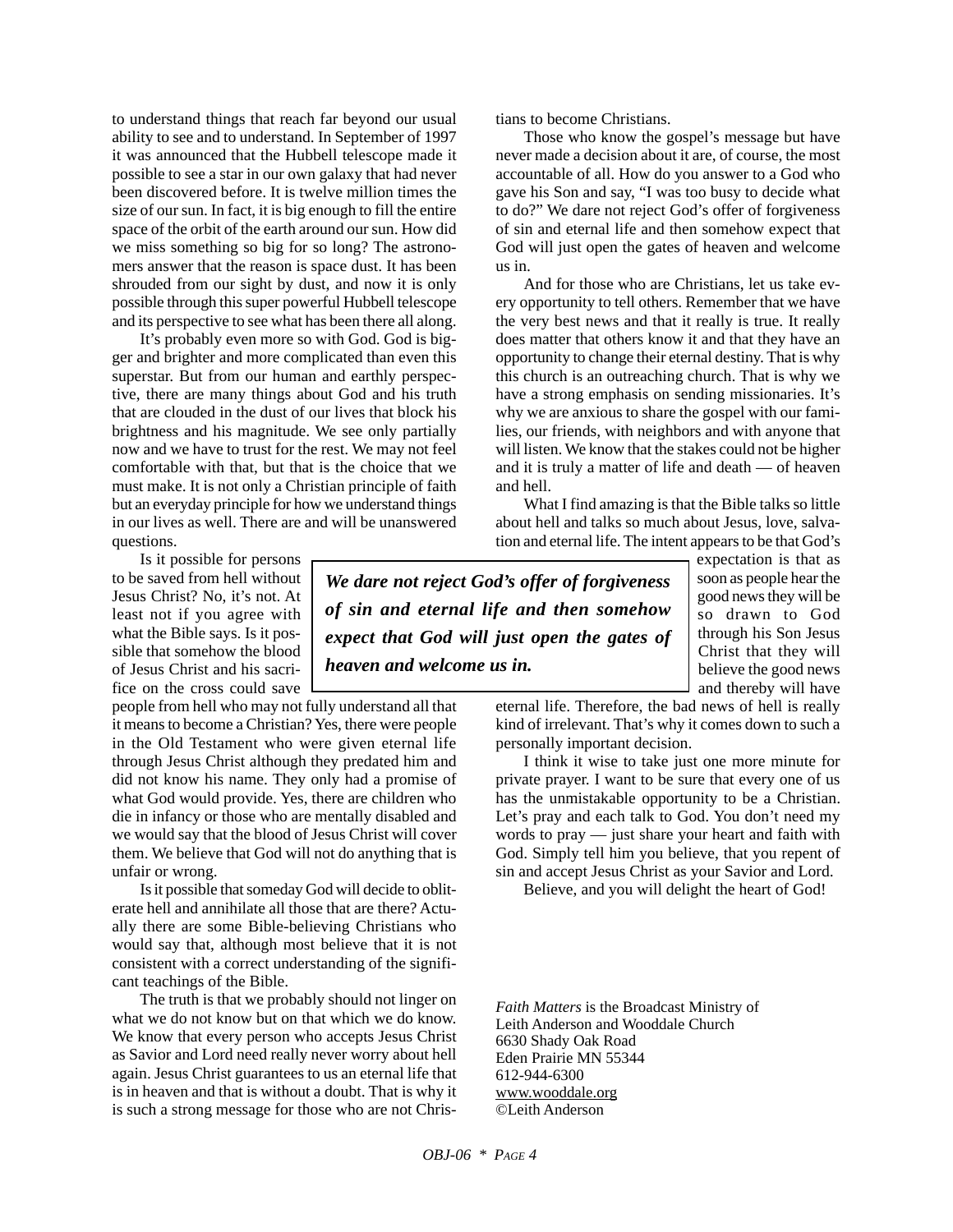to understand things that reach far beyond our usual ability to see and to understand. In September of 1997 it was announced that the Hubbell telescope made it possible to see a star in our own galaxy that had never been discovered before. It is twelve million times the size of our sun. In fact, it is big enough to fill the entire space of the orbit of the earth around our sun. How did we miss something so big for so long? The astronomers answer that the reason is space dust. It has been shrouded from our sight by dust, and now it is only possible through this super powerful Hubbell telescope and its perspective to see what has been there all along.

It's probably even more so with God. God is bigger and brighter and more complicated than even this superstar. But from our human and earthly perspective, there are many things about God and his truth that are clouded in the dust of our lives that block his brightness and his magnitude. We see only partially now and we have to trust for the rest. We may not feel comfortable with that, but that is the choice that we must make. It is not only a Christian principle of faith but an everyday principle for how we understand things in our lives as well. There are and will be unanswered questions.

Is it possible for persons to be saved from hell without Jesus Christ? No, it's not. At least not if you agree with what the Bible says. Is it possible that somehow the blood of Jesus Christ and his sacrifice on the cross could save people from hell who may not fully understand all that it means to become a Christian? Yes, there were people in the Old Testament who were given eternal life through Jesus Christ although they predated him and did not know his name. They only had a promise of what God would provide. Yes, there are children who die in infancy or those who are mentally disabled and we would say that the blood of Jesus Christ will cover them. We believe that God will not do anything that is unfair or wrong.

Is it possible that someday God will decide to obliterate hell and annihilate all those that are there? Actually there are some Bible-believing Christians who would say that, although most believe that it is not consistent with a correct understanding of the significant teachings of the Bible.

The truth is that we probably should not linger on what we do not know but on that which we do know. We know that every person who accepts Jesus Christ as Savior and Lord need really never worry about hell again. Jesus Christ guarantees to us an eternal life that is in heaven and that is without a doubt. That is why it is such a strong message for those who are not Christians to become Christians.

Those who know the gospel's message but have never made a decision about it are, of course, the most accountable of all. How do you answer to a God who gave his Son and say, "I was too busy to decide what to do?" We dare not reject God's offer of forgiveness of sin and eternal life and then somehow expect that God will just open the gates of heaven and welcome us in.

And for those who are Christians, let us take every opportunity to tell others. Remember that we have the very best news and that it really is true. It really does matter that others know it and that they have an opportunity to change their eternal destiny. That is why this church is an outreaching church. That is why we have a strong emphasis on sending missionaries. It's why we are anxious to share the gospel with our families, our friends, with neighbors and with anyone that will listen. We know that the stakes could not be higher and it is truly a matter of life and death — of heaven and hell.

What I find amazing is that the Bible talks so little about hell and talks so much about Jesus, love, salvation and eternal life. The intent appears to be that God's expectation is that as soon as people hear the good news they will be so drawn to God through his Son Jesus Christ that they will believe the good news and thereby will have eternal life. Therefore, the bad news of hell is really kind of irrelevant. That's why it comes down to such a personally important decision.

> ***We dare not reject God's offer of forgiveness of sin and eternal life and then somehow expect that God will just open the gates of heaven and welcome us in.***

I think it wise to take just one more minute for private prayer. I want to be sure that every one of us has the unmistakable opportunity to be a Christian. Let's pray and each talk to God. You don't need my words to pray — just share your heart and faith with God. Simply tell him you believe, that you repent of sin and accept Jesus Christ as your Savior and Lord.

Believe, and you will delight the heart of God!

*Faith Matters* is the Broadcast Ministry of
Leith Anderson and Wooddale Church
6630 Shady Oak Road
Eden Prairie MN 55344
612-944-6300
www.wooddale.org
©Leith Anderson